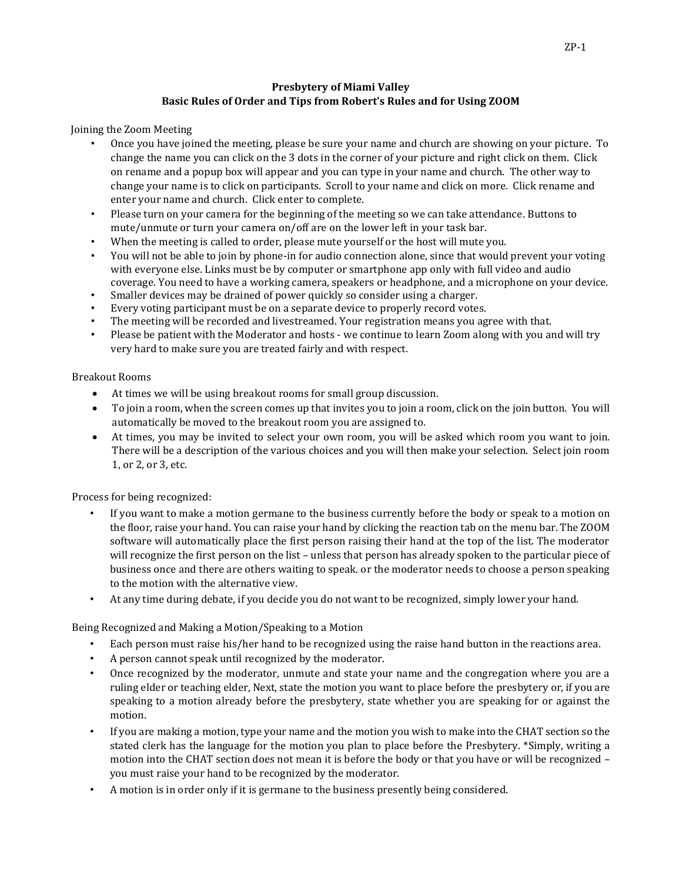# Presbytery of Miami Valley
## Basic Rules of Order and Tips from Robert's Rules and for Using ZOOM

Joining the Zoom Meeting

- Once you have joined the meeting, please be sure your name and church are showing on your picture. To change the name you can click on the 3 dots in the corner of your picture and right click on them. Click on rename and a popup box will appear and you can type in your name and church. The other way to change your name is to click on participants. Scroll to your name and click on more. Click rename and enter your name and church. Click enter to complete.
- Please turn on your camera for the beginning of the meeting so we can take attendance. Buttons to mute/unmute or turn your camera on/off are on the lower left in your task bar.
- When the meeting is called to order, please mute yourself or the host will mute you.
- You will not be able to join by phone-in for audio connection alone, since that would prevent your voting with everyone else. Links must be by computer or smartphone app only with full video and audio coverage. You need to have a working camera, speakers or headphone, and a microphone on your device.
- Smaller devices may be drained of power quickly so consider using a charger.
- Every voting participant must be on a separate device to properly record votes.
- The meeting will be recorded and livestreamed. Your registration means you agree with that.
- Please be patient with the Moderator and hosts - we continue to learn Zoom along with you and will try very hard to make sure you are treated fairly and with respect.

Breakout Rooms

- At times we will be using breakout rooms for small group discussion.
- To join a room, when the screen comes up that invites you to join a room, click on the join button. You will automatically be moved to the breakout room you are assigned to.
- At times, you may be invited to select your own room, you will be asked which room you want to join. There will be a description of the various choices and you will then make your selection. Select join room 1, or 2, or 3, etc.

Process for being recognized:

- If you want to make a motion germane to the business currently before the body or speak to a motion on the floor, raise your hand. You can raise your hand by clicking the reaction tab on the menu bar. The ZOOM software will automatically place the first person raising their hand at the top of the list. The moderator will recognize the first person on the list – unless that person has already spoken to the particular piece of business once and there are others waiting to speak. or the moderator needs to choose a person speaking to the motion with the alternative view.
- At any time during debate, if you decide you do not want to be recognized, simply lower your hand.

Being Recognized and Making a Motion/Speaking to a Motion

- Each person must raise his/her hand to be recognized using the raise hand button in the reactions area.
- A person cannot speak until recognized by the moderator.
- Once recognized by the moderator, unmute and state your name and the congregation where you are a ruling elder or teaching elder, Next, state the motion you want to place before the presbytery or, if you are speaking to a motion already before the presbytery, state whether you are speaking for or against the motion.
- If you are making a motion, type your name and the motion you wish to make into the CHAT section so the stated clerk has the language for the motion you plan to place before the Presbytery. *Simply, writing a motion into the CHAT section does not mean it is before the body or that you have or will be recognized – you must raise your hand to be recognized by the moderator.
- A motion is in order only if it is germane to the business presently being considered.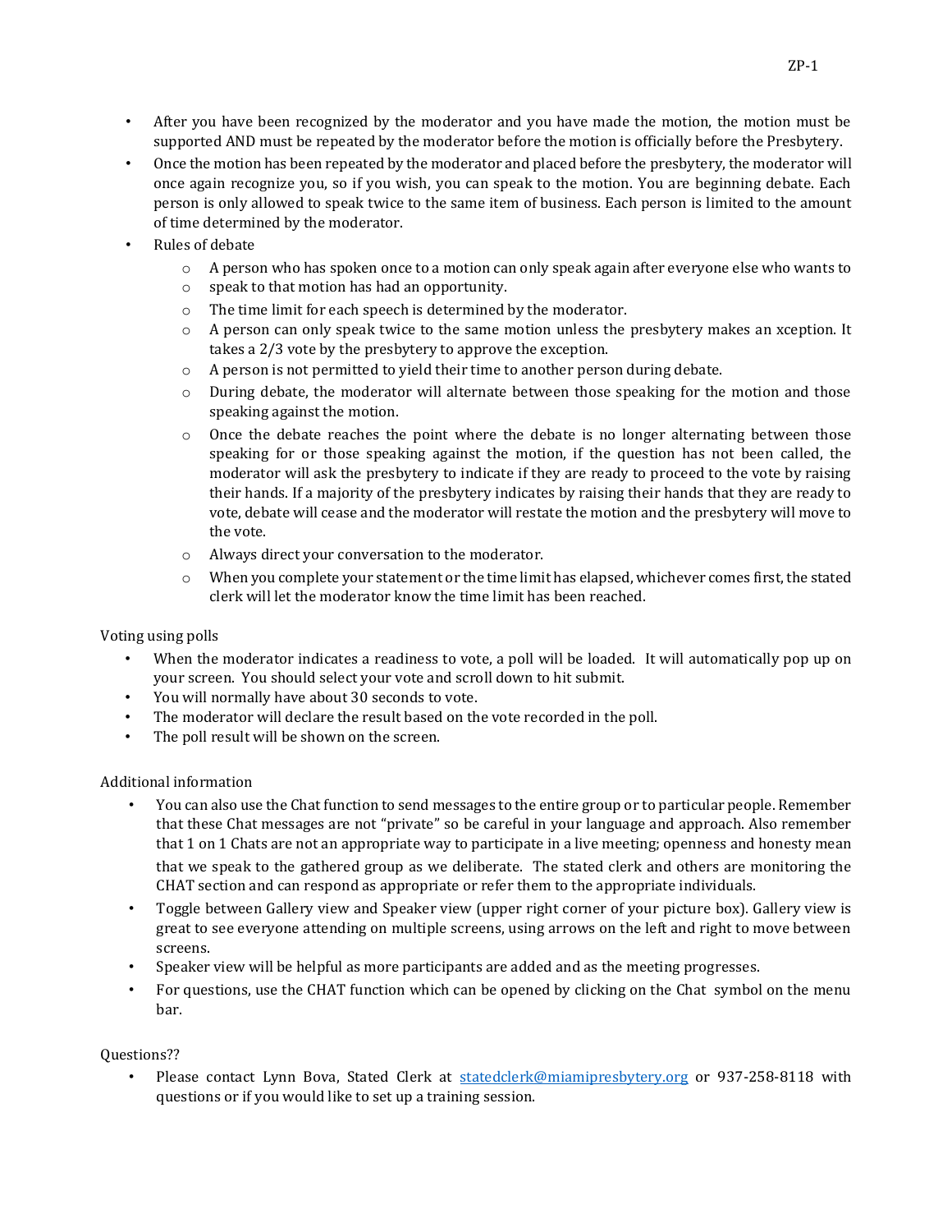- After you have been recognized by the moderator and you have made the motion, the motion must be supported AND must be repeated by the moderator before the motion is officially before the Presbytery.
- Once the motion has been repeated by the moderator and placed before the presbytery, the moderator will once again recognize you, so if you wish, you can speak to the motion. You are beginning debate. Each person is only allowed to speak twice to the same item of business. Each person is limited to the amount of time determined by the moderator.
- Rules of debate
  - A person who has spoken once to a motion can only speak again after everyone else who wants to
  - speak to that motion has had an opportunity.
  - The time limit for each speech is determined by the moderator.
  - A person can only speak twice to the same motion unless the presbytery makes an xception. It takes a 2/3 vote by the presbytery to approve the exception.
  - A person is not permitted to yield their time to another person during debate.
  - During debate, the moderator will alternate between those speaking for the motion and those speaking against the motion.
  - Once the debate reaches the point where the debate is no longer alternating between those speaking for or those speaking against the motion, if the question has not been called, the moderator will ask the presbytery to indicate if they are ready to proceed to the vote by raising their hands. If a majority of the presbytery indicates by raising their hands that they are ready to vote, debate will cease and the moderator will restate the motion and the presbytery will move to the vote.
  - Always direct your conversation to the moderator.
  - When you complete your statement or the time limit has elapsed, whichever comes first, the stated clerk will let the moderator know the time limit has been reached.

Voting using polls

- When the moderator indicates a readiness to vote, a poll will be loaded. It will automatically pop up on your screen. You should select your vote and scroll down to hit submit.
- You will normally have about 30 seconds to vote.
- The moderator will declare the result based on the vote recorded in the poll.
- The poll result will be shown on the screen.

Additional information

- You can also use the Chat function to send messages to the entire group or to particular people. Remember that these Chat messages are not "private" so be careful in your language and approach. Also remember that 1 on 1 Chats are not an appropriate way to participate in a live meeting; openness and honesty mean that we speak to the gathered group as we deliberate. The stated clerk and others are monitoring the CHAT section and can respond as appropriate or refer them to the appropriate individuals.
- Toggle between Gallery view and Speaker view (upper right corner of your picture box). Gallery view is great to see everyone attending on multiple screens, using arrows on the left and right to move between screens.
- Speaker view will be helpful as more participants are added and as the meeting progresses.
- For questions, use the CHAT function which can be opened by clicking on the Chat symbol on the menu bar.

Questions??

- Please contact Lynn Bova, Stated Clerk at statedclerk@miamipresbytery.org or 937-258-8118 with questions or if you would like to set up a training session.